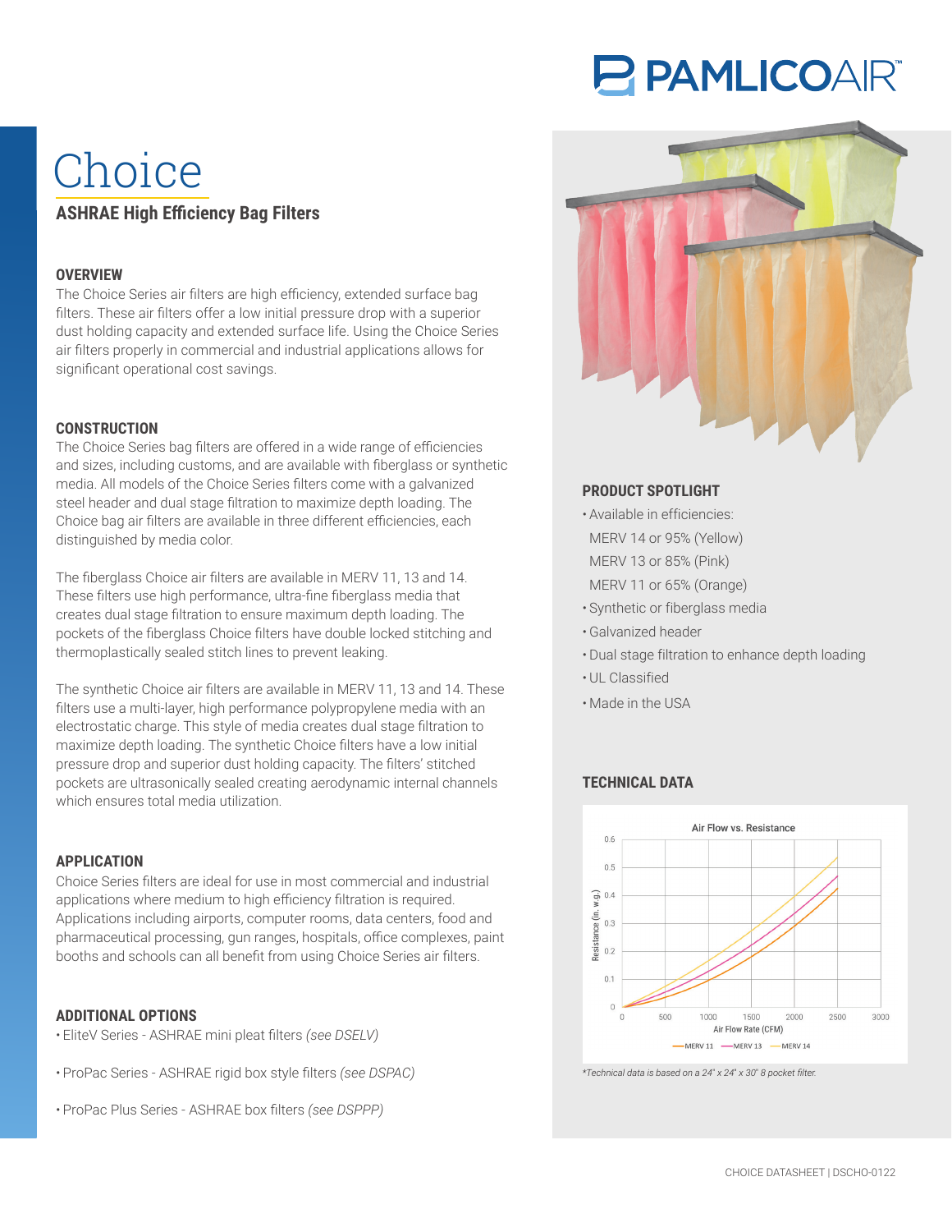# Choice

## ASHRAE High Efficiency Bag Filters

### OVERVIEW

The Choice Series air filters are high efficiency, extended surface bag filters. These air filters offer a low initial pressure drop with a superior dust holding capacity and extended surface life. Using the Choice Series air filters properly in commercial and industrial applications allows for significant operational cost savings.

### CONSTRUCTION

The Choice Series bag filters are offered in a wide range of efficiencies and sizes, including customs, and are available with fiberglass or synthetic media. All models of the Choice Series filters come with a galvanized steel header and dual stage filtration to maximize depth loading. The Choice bag air filters are available in three different efficiencies, each distinguished by media color.

The fiberglass Choice air filters are available in MERV 11, 13 and 14. These filters use high performance, ultra-fine fiberglass media that creates dual stage filtration to ensure maximum depth loading. The pockets of the fiberglass Choice filters have double locked stitching and thermoplastically sealed stitch lines to prevent leaking.

The synthetic Choice air filters are available in MERV 11, 13 and 14. These filters use a multi-layer, high performance polypropylene media with an electrostatic charge. This style of media creates dual stage filtration to maximize depth loading. The synthetic Choice filters have a low initial pressure drop and superior dust holding capacity. The filters' stitched pockets are ultrasonically sealed creating aerodynamic internal channels which ensures total media utilization.

### APPLICATION

Choice Series filters are ideal for use in most commercial and industrial applications where medium to high efficiency filtration is required. Applications including airports, computer rooms, data centers, food and pharmaceutical processing, gun ranges, hospitals, office complexes, paint booths and schools can all benefit from using Choice Series air filters.

### ADDITIONAL OPTIONS

- EliteV Series - ASHRAE mini pleat filters *(see DSELV)*
- ProPac Series - ASHRAE rigid box style filters *(see DSPAC)*
- ProPac Plus Series - ASHRAE box filters *(see DSPPP)*

### PRODUCT SPOTLIGHT

- Available in efficiencies:
  MERV 14 or 95% (Yellow)
  MERV 13 or 85% (Pink)
  MERV 11 or 65% (Orange)
- Synthetic or fiberglass media
- Galvanized header
- Dual stage filtration to enhance depth loading
- UL Classified
- Made in the USA

### TECHNICAL DATA

Air Flow vs. Resistance

*Technical data is based on a 24" x 24" x 30" 8 pocket filter.*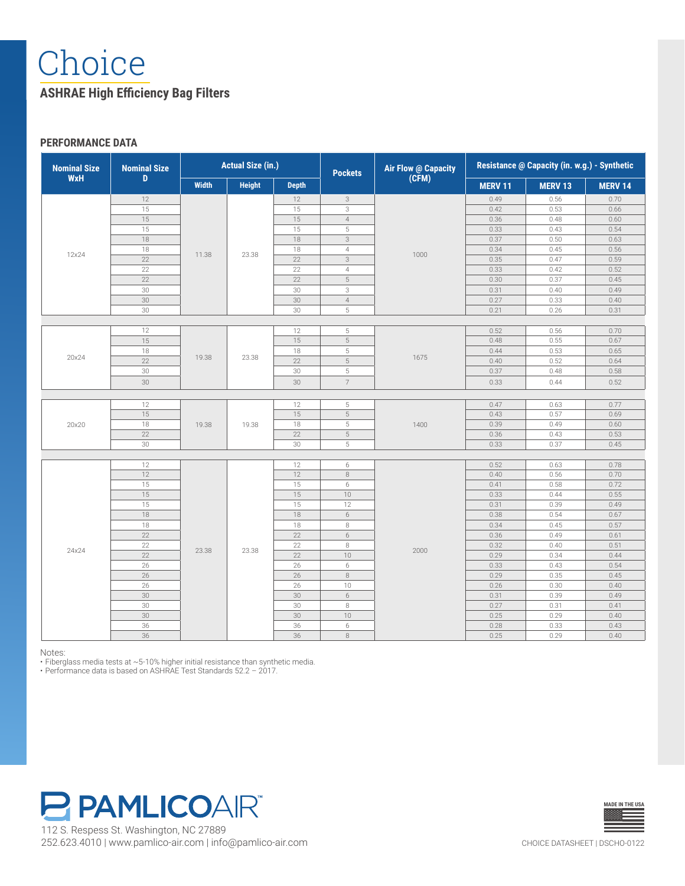# Choice

## ASHRAE High Efficiency Bag Filters

### PERFORMANCE DATA

| Nominal Size WxH | Nominal Size D | Actual Size (in.) | | | Pockets | Air Flow @ Capacity (CFM) | Resistance @ Capacity (in. w.g.) - Synthetic | | |
|---|---|---|---|---|---|---|---|---|---|
| | | Width | Height | Depth | | | MERV 11 | MERV 13 | MERV 14 |
| 12x24 | 12 | 11.38 | 23.38 | 12 | 3 | 1000 | 0.49 | 0.56 | 0.70 |
| | 15 | | | 15 | 3 | | 0.42 | 0.53 | 0.66 |
| | 15 | | | 15 | 4 | | 0.36 | 0.48 | 0.60 |
| | 15 | | | 15 | 5 | | 0.33 | 0.43 | 0.54 |
| | 18 | | | 18 | 3 | | 0.37 | 0.50 | 0.63 |
| | 18 | | | 18 | 4 | | 0.34 | 0.45 | 0.56 |
| | 22 | | | 22 | 3 | | 0.35 | 0.47 | 0.59 |
| | 22 | | | 22 | 4 | | 0.33 | 0.42 | 0.52 |
| | 22 | | | 22 | 5 | | 0.30 | 0.37 | 0.45 |
| | 30 | | | 30 | 3 | | 0.31 | 0.40 | 0.49 |
| | 30 | | | 30 | 4 | | 0.27 | 0.33 | 0.40 |
| | 30 | | | 30 | 5 | | 0.21 | 0.26 | 0.31 |
| 20x24 | 12 | 19.38 | 23.38 | 12 | 5 | 1675 | 0.52 | 0.56 | 0.70 |
| | 15 | | | 15 | 5 | | 0.48 | 0.55 | 0.67 |
| | 18 | | | 18 | 5 | | 0.44 | 0.53 | 0.65 |
| | 22 | | | 22 | 5 | | 0.40 | 0.52 | 0.64 |
| | 30 | | | 30 | 5 | | 0.37 | 0.48 | 0.58 |
| | 30 | | | 30 | 7 | | 0.33 | 0.44 | 0.52 |
| 20x20 | 12 | 19.38 | 19.38 | 12 | 5 | 1400 | 0.47 | 0.63 | 0.77 |
| | 15 | | | 15 | 5 | | 0.43 | 0.57 | 0.69 |
| | 18 | | | 18 | 5 | | 0.39 | 0.49 | 0.60 |
| | 22 | | | 22 | 5 | | 0.36 | 0.43 | 0.53 |
| | 30 | | | 30 | 5 | | 0.33 | 0.37 | 0.45 |
| 24x24 | 12 | 23.38 | 23.38 | 12 | 6 | 2000 | 0.52 | 0.63 | 0.78 |
| | 12 | | | 12 | 8 | | 0.40 | 0.56 | 0.70 |
| | 15 | | | 15 | 6 | | 0.41 | 0.58 | 0.72 |
| | 15 | | | 15 | 10 | | 0.33 | 0.44 | 0.55 |
| | 15 | | | 15 | 12 | | 0.31 | 0.39 | 0.49 |
| | 18 | | | 18 | 6 | | 0.38 | 0.54 | 0.67 |
| | 18 | | | 18 | 8 | | 0.34 | 0.45 | 0.57 |
| | 22 | | | 22 | 6 | | 0.36 | 0.49 | 0.61 |
| | 22 | | | 22 | 8 | | 0.32 | 0.40 | 0.51 |
| | 22 | | | 22 | 10 | | 0.29 | 0.34 | 0.44 |
| | 26 | | | 26 | 6 | | 0.33 | 0.43 | 0.54 |
| | 26 | | | 26 | 8 | | 0.29 | 0.35 | 0.45 |
| | 26 | | | 26 | 10 | | 0.26 | 0.30 | 0.40 |
| | 30 | | | 30 | 6 | | 0.31 | 0.39 | 0.49 |
| | 30 | | | 30 | 8 | | 0.27 | 0.31 | 0.41 |
| | 30 | | | 30 | 10 | | 0.25 | 0.29 | 0.40 |
| | 36 | | | 36 | 6 | | 0.28 | 0.33 | 0.43 |
| | 36 | | | 36 | 8 | | 0.25 | 0.29 | 0.40 |

Notes:
- Fiberglass media tests at ~5-10% higher initial resistance than synthetic media.
- Performance data is based on ASHRAE Test Standards 52.2 – 2017.

PAMLICOAIR™
112 S. Respess St. Washington, NC 27889
252.623.4010 | www.pamlico-air.com | info@pamlico-air.com

MADE IN THE USA

CHOICE DATASHEET | DSCHO-0122